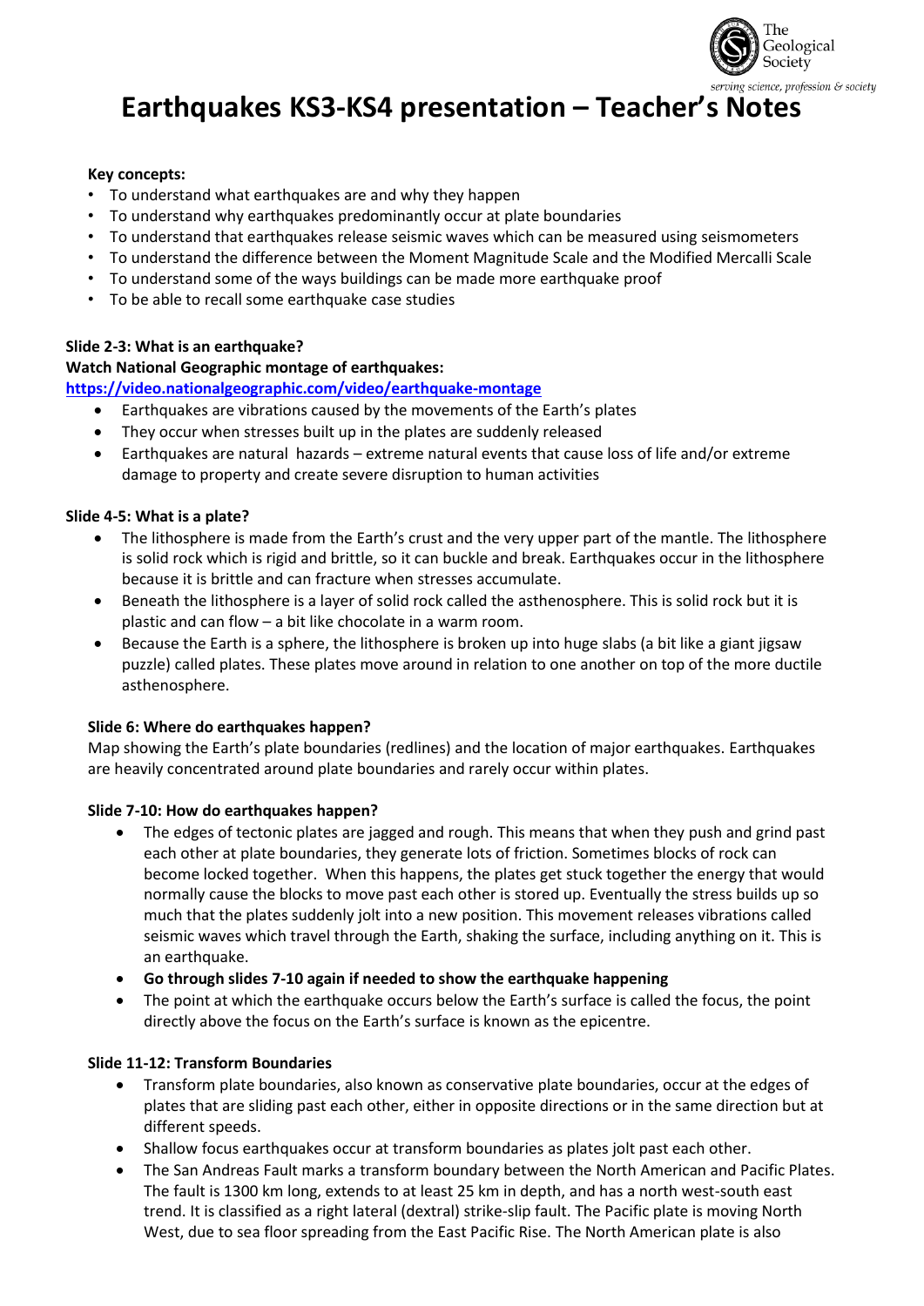# Earthquakes KS3-KS4 presentation – Teacher's Notes

**Key concepts:**

- To understand what earthquakes are and why they happen
- To understand why earthquakes predominantly occur at plate boundaries
- To understand that earthquakes release seismic waves which can be measured using seismometers
- To understand the difference between the Moment Magnitude Scale and the Modified Mercalli Scale
- To understand some of the ways buildings can be made more earthquake proof
- To be able to recall some earthquake case studies

**Slide 2-3: What is an earthquake?**

**Watch National Geographic montage of earthquakes:**
**https://video.nationalgeographic.com/video/earthquake-montage**

- Earthquakes are vibrations caused by the movements of the Earth's plates
- They occur when stresses built up in the plates are suddenly released
- Earthquakes are natural hazards – extreme natural events that cause loss of life and/or extreme damage to property and create severe disruption to human activities

**Slide 4-5: What is a plate?**

- The lithosphere is made from the Earth's crust and the very upper part of the mantle. The lithosphere is solid rock which is rigid and brittle, so it can buckle and break. Earthquakes occur in the lithosphere because it is brittle and can fracture when stresses accumulate.
- Beneath the lithosphere is a layer of solid rock called the asthenosphere. This is solid rock but it is plastic and can flow – a bit like chocolate in a warm room.
- Because the Earth is a sphere, the lithosphere is broken up into huge slabs (a bit like a giant jigsaw puzzle) called plates. These plates move around in relation to one another on top of the more ductile asthenosphere.

**Slide 6: Where do earthquakes happen?**

Map showing the Earth's plate boundaries (redlines) and the location of major earthquakes. Earthquakes are heavily concentrated around plate boundaries and rarely occur within plates.

**Slide 7-10: How do earthquakes happen?**

- The edges of tectonic plates are jagged and rough. This means that when they push and grind past each other at plate boundaries, they generate lots of friction. Sometimes blocks of rock can become locked together. When this happens, the plates get stuck together the energy that would normally cause the blocks to move past each other is stored up. Eventually the stress builds up so much that the plates suddenly jolt into a new position. This movement releases vibrations called seismic waves which travel through the Earth, shaking the surface, including anything on it. This is an earthquake.
- **Go through slides 7-10 again if needed to show the earthquake happening**
- The point at which the earthquake occurs below the Earth's surface is called the focus, the point directly above the focus on the Earth's surface is known as the epicentre.

**Slide 11-12: Transform Boundaries**

- Transform plate boundaries, also known as conservative plate boundaries, occur at the edges of plates that are sliding past each other, either in opposite directions or in the same direction but at different speeds.
- Shallow focus earthquakes occur at transform boundaries as plates jolt past each other.
- The San Andreas Fault marks a transform boundary between the North American and Pacific Plates. The fault is 1300 km long, extends to at least 25 km in depth, and has a north west-south east trend. It is classified as a right lateral (dextral) strike-slip fault. The Pacific plate is moving North West, due to sea floor spreading from the East Pacific Rise. The North American plate is also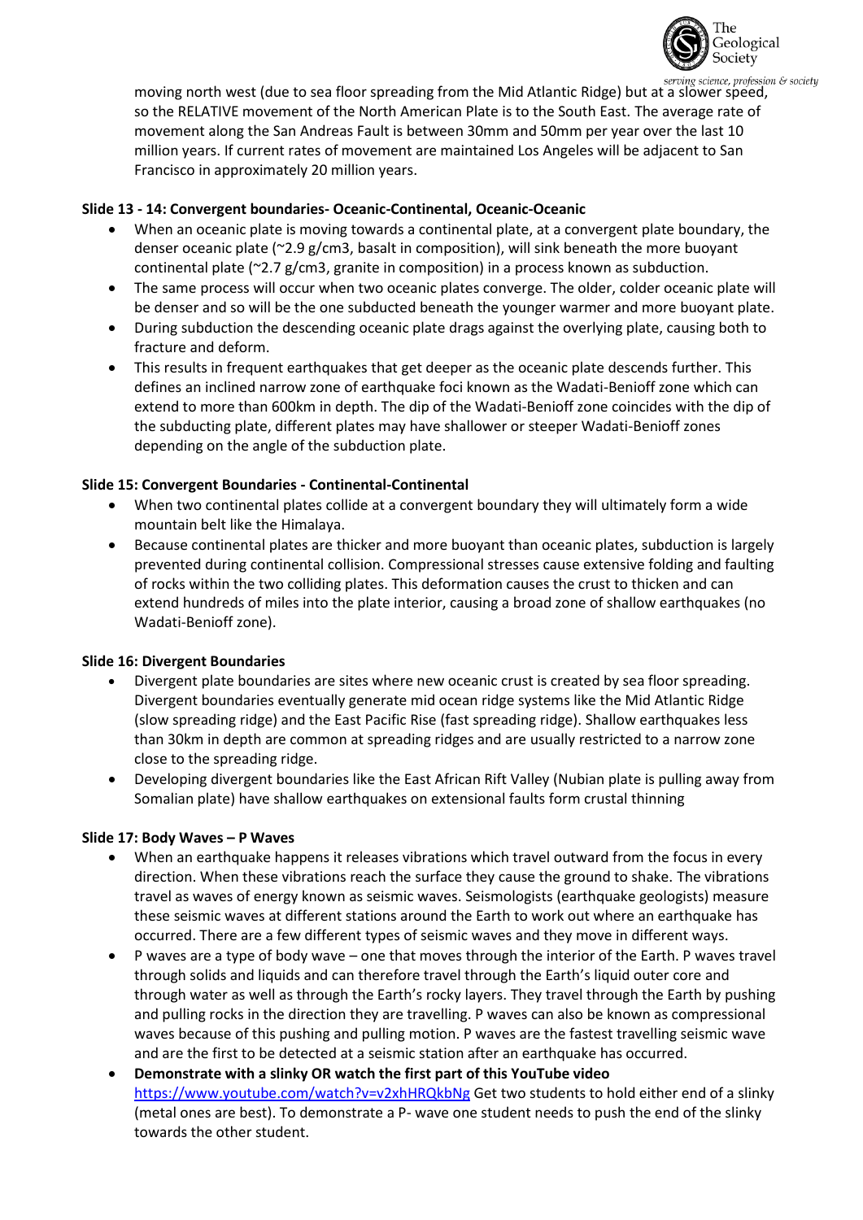moving north west (due to sea floor spreading from the Mid Atlantic Ridge) but at a slower speed, so the RELATIVE movement of the North American Plate is to the South East. The average rate of movement along the San Andreas Fault is between 30mm and 50mm per year over the last 10 million years. If current rates of movement are maintained Los Angeles will be adjacent to San Francisco in approximately 20 million years.

**Slide 13 - 14: Convergent boundaries- Oceanic-Continental, Oceanic-Oceanic**

- When an oceanic plate is moving towards a continental plate, at a convergent plate boundary, the denser oceanic plate (~2.9 g/cm3, basalt in composition), will sink beneath the more buoyant continental plate (~2.7 g/cm3, granite in composition) in a process known as subduction.
- The same process will occur when two oceanic plates converge. The older, colder oceanic plate will be denser and so will be the one subducted beneath the younger warmer and more buoyant plate.
- During subduction the descending oceanic plate drags against the overlying plate, causing both to fracture and deform.
- This results in frequent earthquakes that get deeper as the oceanic plate descends further. This defines an inclined narrow zone of earthquake foci known as the Wadati-Benioff zone which can extend to more than 600km in depth. The dip of the Wadati-Benioff zone coincides with the dip of the subducting plate, different plates may have shallower or steeper Wadati-Benioff zones depending on the angle of the subduction plate.

**Slide 15: Convergent Boundaries - Continental-Continental**

- When two continental plates collide at a convergent boundary they will ultimately form a wide mountain belt like the Himalaya.
- Because continental plates are thicker and more buoyant than oceanic plates, subduction is largely prevented during continental collision. Compressional stresses cause extensive folding and faulting of rocks within the two colliding plates. This deformation causes the crust to thicken and can extend hundreds of miles into the plate interior, causing a broad zone of shallow earthquakes (no Wadati-Benioff zone).

**Slide 16: Divergent Boundaries**

- Divergent plate boundaries are sites where new oceanic crust is created by sea floor spreading. Divergent boundaries eventually generate mid ocean ridge systems like the Mid Atlantic Ridge (slow spreading ridge) and the East Pacific Rise (fast spreading ridge). Shallow earthquakes less than 30km in depth are common at spreading ridges and are usually restricted to a narrow zone close to the spreading ridge.
- Developing divergent boundaries like the East African Rift Valley (Nubian plate is pulling away from Somalian plate) have shallow earthquakes on extensional faults form crustal thinning

**Slide 17: Body Waves – P Waves**

- When an earthquake happens it releases vibrations which travel outward from the focus in every direction. When these vibrations reach the surface they cause the ground to shake. The vibrations travel as waves of energy known as seismic waves. Seismologists (earthquake geologists) measure these seismic waves at different stations around the Earth to work out where an earthquake has occurred. There are a few different types of seismic waves and they move in different ways.
- P waves are a type of body wave – one that moves through the interior of the Earth. P waves travel through solids and liquids and can therefore travel through the Earth's liquid outer core and through water as well as through the Earth's rocky layers. They travel through the Earth by pushing and pulling rocks in the direction they are travelling. P waves can also be known as compressional waves because of this pushing and pulling motion. P waves are the fastest travelling seismic wave and are the first to be detected at a seismic station after an earthquake has occurred.
- **Demonstrate with a slinky OR watch the first part of this YouTube video** https://www.youtube.com/watch?v=v2xhHRQkbNg Get two students to hold either end of a slinky (metal ones are best). To demonstrate a P- wave one student needs to push the end of the slinky towards the other student.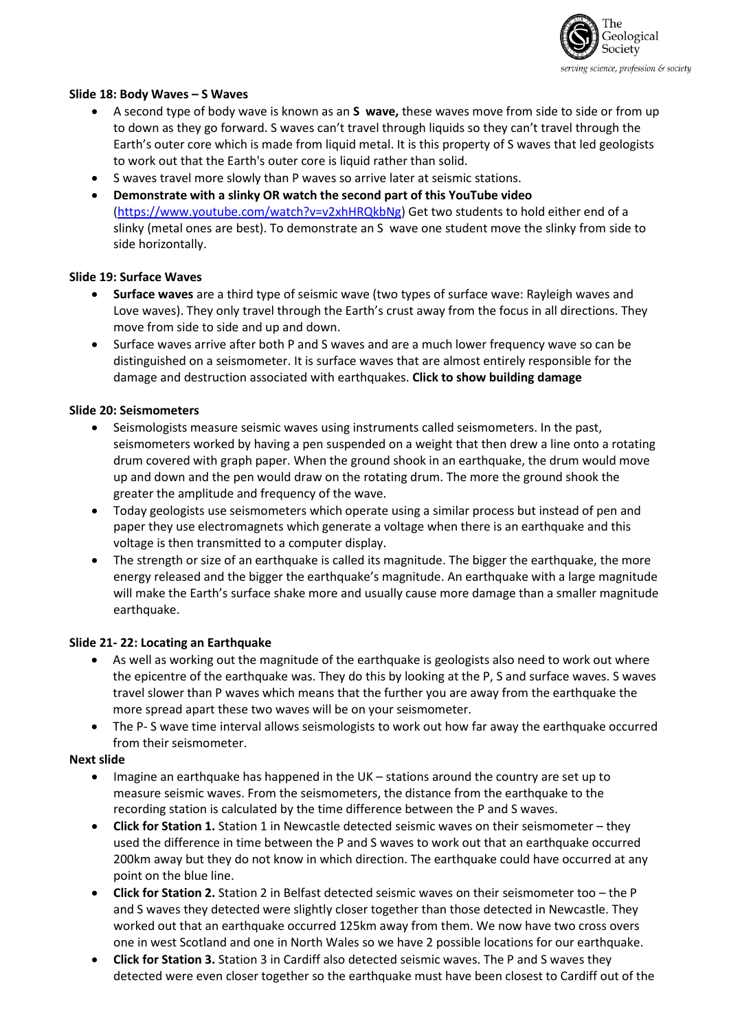**Slide 18: Body Waves – S Waves**

- A second type of body wave is known as an **S wave,** these waves move from side to side or from up to down as they go forward. S waves can't travel through liquids so they can't travel through the Earth's outer core which is made from liquid metal. It is this property of S waves that led geologists to work out that the Earth's outer core is liquid rather than solid.
- S waves travel more slowly than P waves so arrive later at seismic stations.
- **Demonstrate with a slinky OR watch the second part of this YouTube video** (https://www.youtube.com/watch?v=v2xhHRQkbNg) Get two students to hold either end of a slinky (metal ones are best). To demonstrate an S wave one student move the slinky from side to side horizontally.

**Slide 19: Surface Waves**

- **Surface waves** are a third type of seismic wave (two types of surface wave: Rayleigh waves and Love waves). They only travel through the Earth's crust away from the focus in all directions. They move from side to side and up and down.
- Surface waves arrive after both P and S waves and are a much lower frequency wave so can be distinguished on a seismometer. It is surface waves that are almost entirely responsible for the damage and destruction associated with earthquakes. **Click to show building damage**

**Slide 20: Seismometers**

- Seismologists measure seismic waves using instruments called seismometers. In the past, seismometers worked by having a pen suspended on a weight that then drew a line onto a rotating drum covered with graph paper. When the ground shook in an earthquake, the drum would move up and down and the pen would draw on the rotating drum. The more the ground shook the greater the amplitude and frequency of the wave.
- Today geologists use seismometers which operate using a similar process but instead of pen and paper they use electromagnets which generate a voltage when there is an earthquake and this voltage is then transmitted to a computer display.
- The strength or size of an earthquake is called its magnitude. The bigger the earthquake, the more energy released and the bigger the earthquake's magnitude. An earthquake with a large magnitude will make the Earth's surface shake more and usually cause more damage than a smaller magnitude earthquake.

**Slide 21- 22: Locating an Earthquake**

- As well as working out the magnitude of the earthquake is geologists also need to work out where the epicentre of the earthquake was. They do this by looking at the P, S and surface waves. S waves travel slower than P waves which means that the further you are away from the earthquake the more spread apart these two waves will be on your seismometer.
- The P- S wave time interval allows seismologists to work out how far away the earthquake occurred from their seismometer.

**Next slide**

- Imagine an earthquake has happened in the UK – stations around the country are set up to measure seismic waves. From the seismometers, the distance from the earthquake to the recording station is calculated by the time difference between the P and S waves.
- **Click for Station 1.** Station 1 in Newcastle detected seismic waves on their seismometer – they used the difference in time between the P and S waves to work out that an earthquake occurred 200km away but they do not know in which direction. The earthquake could have occurred at any point on the blue line.
- **Click for Station 2.** Station 2 in Belfast detected seismic waves on their seismometer too – the P and S waves they detected were slightly closer together than those detected in Newcastle. They worked out that an earthquake occurred 125km away from them. We now have two cross overs one in west Scotland and one in North Wales so we have 2 possible locations for our earthquake.
- **Click for Station 3.** Station 3 in Cardiff also detected seismic waves. The P and S waves they detected were even closer together so the earthquake must have been closest to Cardiff out of the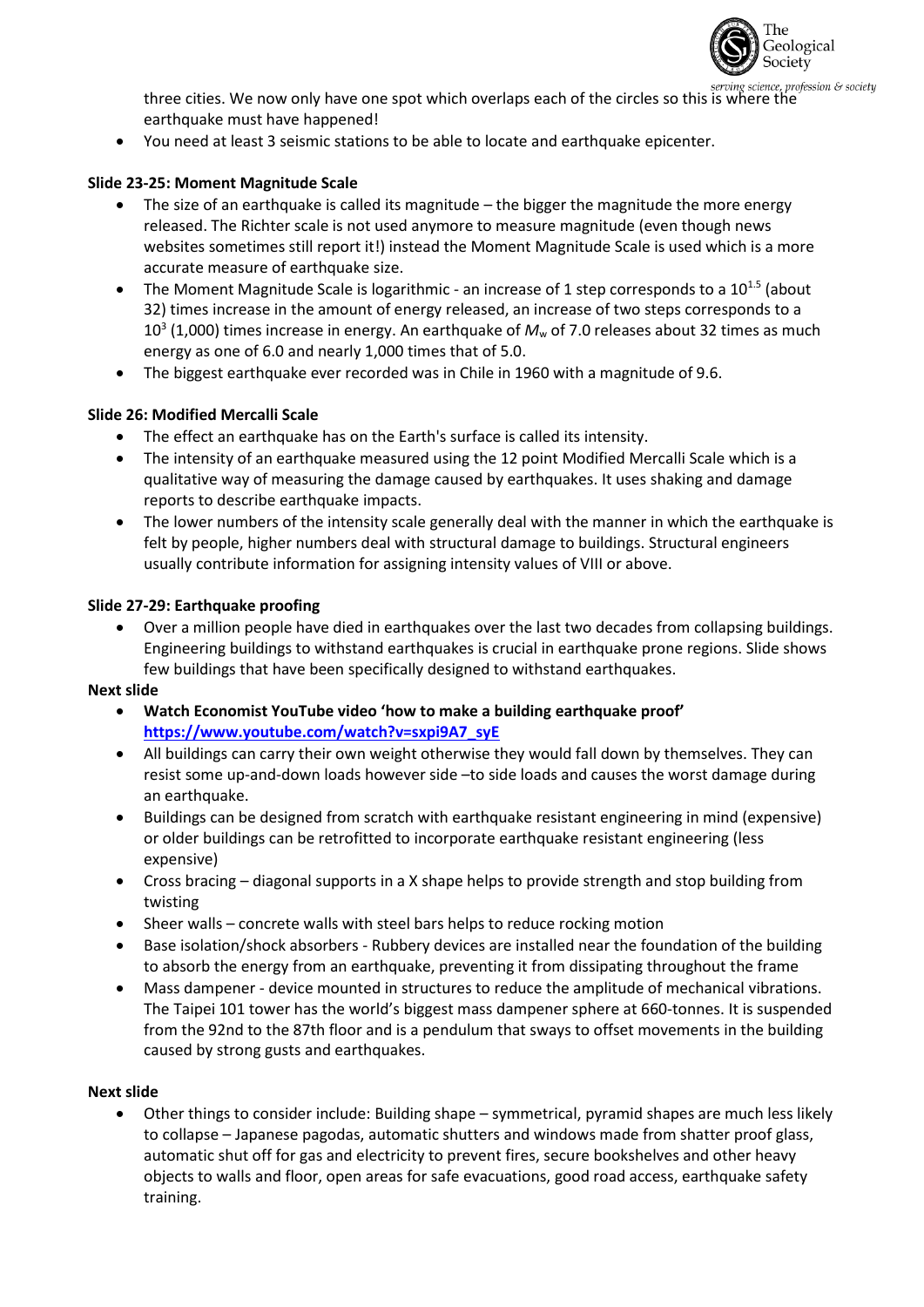three cities. We now only have one spot which overlaps each of the circles so this is where the earthquake must have happened!

- You need at least 3 seismic stations to be able to locate and earthquake epicenter.

**Slide 23-25: Moment Magnitude Scale**

- The size of an earthquake is called its magnitude – the bigger the magnitude the more energy released. The Richter scale is not used anymore to measure magnitude (even though news websites sometimes still report it!) instead the Moment Magnitude Scale is used which is a more accurate measure of earthquake size.
- The Moment Magnitude Scale is logarithmic - an increase of 1 step corresponds to a $10^{1.5}$ (about 32) times increase in the amount of energy released, an increase of two steps corresponds to a $10^3$ (1,000) times increase in energy. An earthquake of $M_w$ of 7.0 releases about 32 times as much energy as one of 6.0 and nearly 1,000 times that of 5.0.
- The biggest earthquake ever recorded was in Chile in 1960 with a magnitude of 9.6.

**Slide 26: Modified Mercalli Scale**

- The effect an earthquake has on the Earth's surface is called its intensity.
- The intensity of an earthquake measured using the 12 point Modified Mercalli Scale which is a qualitative way of measuring the damage caused by earthquakes. It uses shaking and damage reports to describe earthquake impacts.
- The lower numbers of the intensity scale generally deal with the manner in which the earthquake is felt by people, higher numbers deal with structural damage to buildings. Structural engineers usually contribute information for assigning intensity values of VIII or above.

**Slide 27-29: Earthquake proofing**

- Over a million people have died in earthquakes over the last two decades from collapsing buildings. Engineering buildings to withstand earthquakes is crucial in earthquake prone regions. Slide shows few buildings that have been specifically designed to withstand earthquakes.

**Next slide**

- **Watch Economist YouTube video 'how to make a building earthquake proof'** **[https://www.youtube.com/watch?v=sxpi9A7_syE](https://www.youtube.com/watch?v=sxpi9A7_syE)**
- All buildings can carry their own weight otherwise they would fall down by themselves. They can resist some up-and-down loads however side –to side loads and causes the worst damage during an earthquake.
- Buildings can be designed from scratch with earthquake resistant engineering in mind (expensive) or older buildings can be retrofitted to incorporate earthquake resistant engineering (less expensive)
- Cross bracing – diagonal supports in a X shape helps to provide strength and stop building from twisting
- Sheer walls – concrete walls with steel bars helps to reduce rocking motion
- Base isolation/shock absorbers - Rubbery devices are installed near the foundation of the building to absorb the energy from an earthquake, preventing it from dissipating throughout the frame
- Mass dampener - device mounted in structures to reduce the amplitude of mechanical vibrations. The Taipei 101 tower has the world's biggest mass dampener sphere at 660-tonnes. It is suspended from the 92nd to the 87th floor and is a pendulum that sways to offset movements in the building caused by strong gusts and earthquakes.

**Next slide**

- Other things to consider include: Building shape – symmetrical, pyramid shapes are much less likely to collapse – Japanese pagodas, automatic shutters and windows made from shatter proof glass, automatic shut off for gas and electricity to prevent fires, secure bookshelves and other heavy objects to walls and floor, open areas for safe evacuations, good road access, earthquake safety training.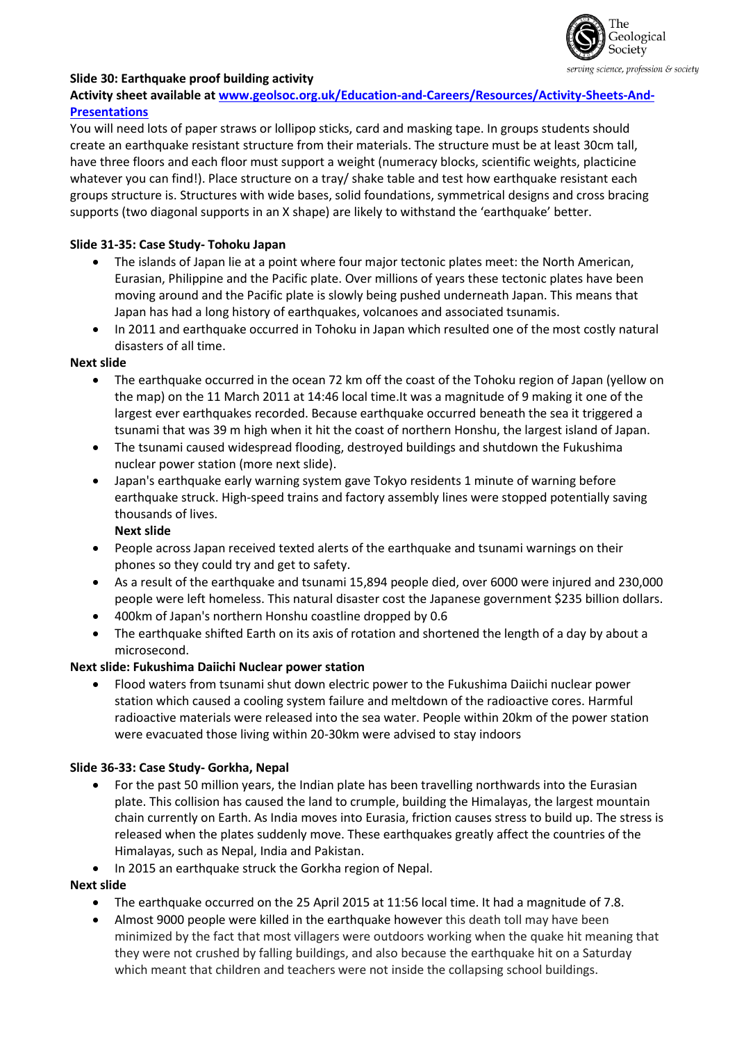**Slide 30: Earthquake proof building activity**

**Activity sheet available at [www.geolsoc.org.uk/Education-and-Careers/Resources/Activity-Sheets-And-Presentations](www.geolsoc.org.uk/Education-and-Careers/Resources/Activity-Sheets-And-Presentations)**

You will need lots of paper straws or lollipop sticks, card and masking tape. In groups students should create an earthquake resistant structure from their materials. The structure must be at least 30cm tall, have three floors and each floor must support a weight (numeracy blocks, scientific weights, placticine whatever you can find!). Place structure on a tray/ shake table and test how earthquake resistant each groups structure is. Structures with wide bases, solid foundations, symmetrical designs and cross bracing supports (two diagonal supports in an X shape) are likely to withstand the 'earthquake' better.

**Slide 31-35: Case Study- Tohoku Japan**

- The islands of Japan lie at a point where four major tectonic plates meet: the North American, Eurasian, Philippine and the Pacific plate. Over millions of years these tectonic plates have been moving around and the Pacific plate is slowly being pushed underneath Japan. This means that Japan has had a long history of earthquakes, volcanoes and associated tsunamis.
- In 2011 and earthquake occurred in Tohoku in Japan which resulted one of the most costly natural disasters of all time.

**Next slide**

- The earthquake occurred in the ocean 72 km off the coast of the Tohoku region of Japan (yellow on the map) on the 11 March 2011 at 14:46 local time.It was a magnitude of 9 making it one of the largest ever earthquakes recorded. Because earthquake occurred beneath the sea it triggered a tsunami that was 39 m high when it hit the coast of northern Honshu, the largest island of Japan.
- The tsunami caused widespread flooding, destroyed buildings and shutdown the Fukushima nuclear power station (more next slide).
- Japan's earthquake early warning system gave Tokyo residents 1 minute of warning before earthquake struck. High-speed trains and factory assembly lines were stopped potentially saving thousands of lives.

  **Next slide**
- People across Japan received texted alerts of the earthquake and tsunami warnings on their phones so they could try and get to safety.
- As a result of the earthquake and tsunami 15,894 people died, over 6000 were injured and 230,000 people were left homeless. This natural disaster cost the Japanese government $235 billion dollars.
- 400km of Japan's northern Honshu coastline dropped by 0.6
- The earthquake shifted Earth on its axis of rotation and shortened the length of a day by about a microsecond.

**Next slide: Fukushima Daiichi Nuclear power station**

- Flood waters from tsunami shut down electric power to the Fukushima Daiichi nuclear power station which caused a cooling system failure and meltdown of the radioactive cores. Harmful radioactive materials were released into the sea water. People within 20km of the power station were evacuated those living within 20-30km were advised to stay indoors

**Slide 36-33: Case Study- Gorkha, Nepal**

- For the past 50 million years, the Indian plate has been travelling northwards into the Eurasian plate. This collision has caused the land to crumple, building the Himalayas, the largest mountain chain currently on Earth. As India moves into Eurasia, friction causes stress to build up. The stress is released when the plates suddenly move. These earthquakes greatly affect the countries of the Himalayas, such as Nepal, India and Pakistan.
- In 2015 an earthquake struck the Gorkha region of Nepal.

**Next slide**

- The earthquake occurred on the 25 April 2015 at 11:56 local time. It had a magnitude of 7.8.
- Almost 9000 people were killed in the earthquake however this death toll may have been minimized by the fact that most villagers were outdoors working when the quake hit meaning that they were not crushed by falling buildings, and also because the earthquake hit on a Saturday which meant that children and teachers were not inside the collapsing school buildings.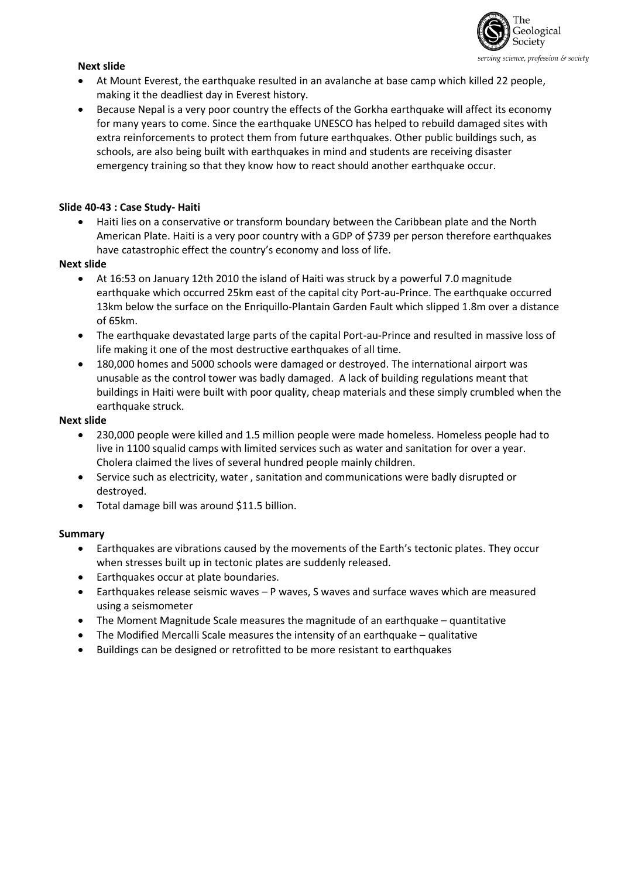**Next slide**

- At Mount Everest, the earthquake resulted in an avalanche at base camp which killed 22 people, making it the deadliest day in Everest history.
- Because Nepal is a very poor country the effects of the Gorkha earthquake will affect its economy for many years to come. Since the earthquake UNESCO has helped to rebuild damaged sites with extra reinforcements to protect them from future earthquakes. Other public buildings such, as schools, are also being built with earthquakes in mind and students are receiving disaster emergency training so that they know how to react should another earthquake occur.

**Slide 40-43 : Case Study- Haiti**

- Haiti lies on a conservative or transform boundary between the Caribbean plate and the North American Plate. Haiti is a very poor country with a GDP of $739 per person therefore earthquakes have catastrophic effect the country's economy and loss of life.

**Next slide**

- At 16:53 on January 12th 2010 the island of Haiti was struck by a powerful 7.0 magnitude earthquake which occurred 25km east of the capital city Port-au-Prince. The earthquake occurred 13km below the surface on the Enriquillo-Plantain Garden Fault which slipped 1.8m over a distance of 65km.
- The earthquake devastated large parts of the capital Port-au-Prince and resulted in massive loss of life making it one of the most destructive earthquakes of all time.
- 180,000 homes and 5000 schools were damaged or destroyed. The international airport was unusable as the control tower was badly damaged. A lack of building regulations meant that buildings in Haiti were built with poor quality, cheap materials and these simply crumbled when the earthquake struck.

**Next slide**

- 230,000 people were killed and 1.5 million people were made homeless. Homeless people had to live in 1100 squalid camps with limited services such as water and sanitation for over a year. Cholera claimed the lives of several hundred people mainly children.
- Service such as electricity, water , sanitation and communications were badly disrupted or destroyed.
- Total damage bill was around $11.5 billion.

**Summary**

- Earthquakes are vibrations caused by the movements of the Earth's tectonic plates. They occur when stresses built up in tectonic plates are suddenly released.
- Earthquakes occur at plate boundaries.
- Earthquakes release seismic waves – P waves, S waves and surface waves which are measured using a seismometer
- The Moment Magnitude Scale measures the magnitude of an earthquake – quantitative
- The Modified Mercalli Scale measures the intensity of an earthquake – qualitative
- Buildings can be designed or retrofitted to be more resistant to earthquakes